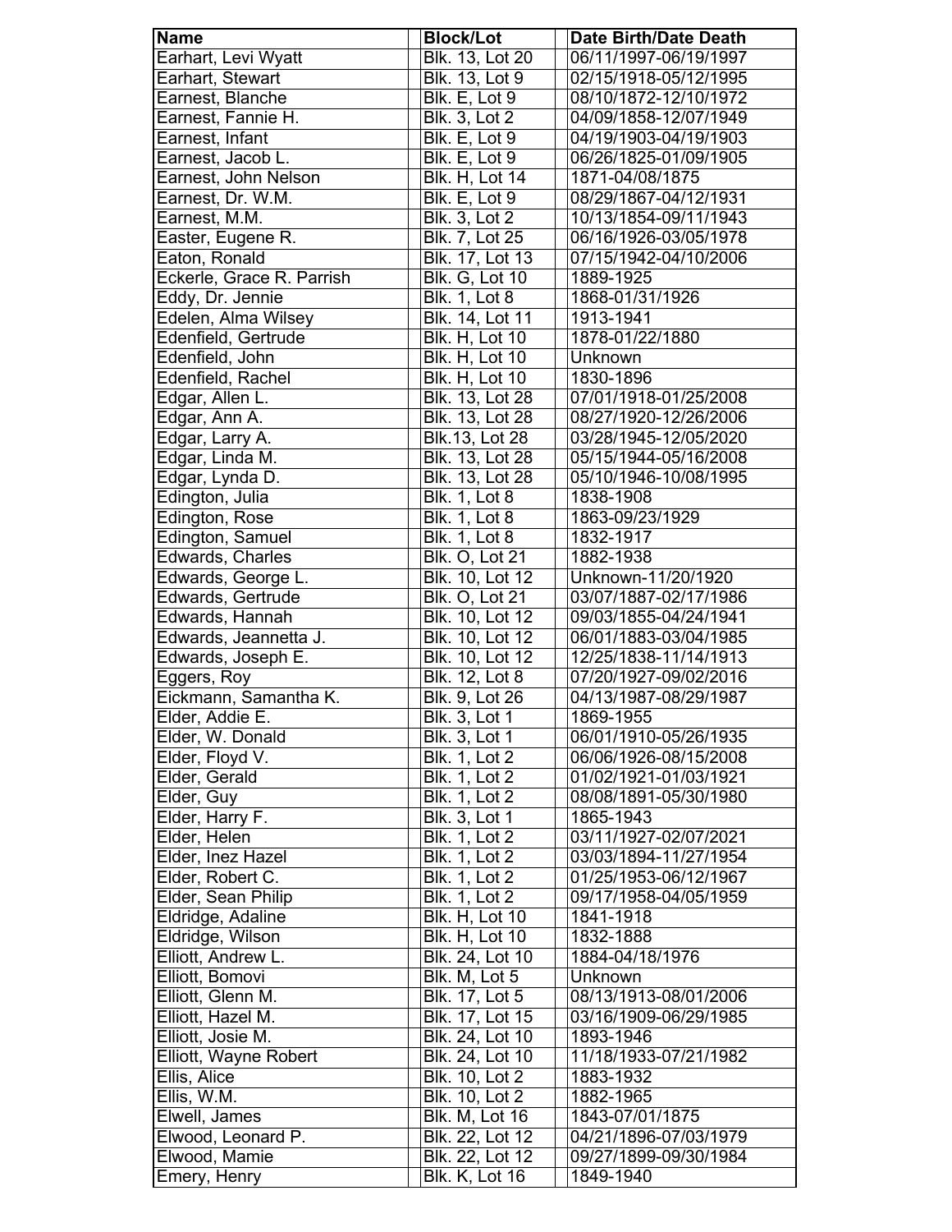| Name | Block/Lot | Date Birth/Date Death |
| --- | --- | --- |
| Earhart, Levi Wyatt | Blk. 13, Lot 20 | 06/11/1997-06/19/1997 |
| Earhart, Stewart | Blk. 13, Lot 9 | 02/15/1918-05/12/1995 |
| Earnest, Blanche | Blk. E, Lot 9 | 08/10/1872-12/10/1972 |
| Earnest, Fannie H. | Blk. 3, Lot 2 | 04/09/1858-12/07/1949 |
| Earnest, Infant | Blk. E, Lot 9 | 04/19/1903-04/19/1903 |
| Earnest, Jacob L. | Blk. E, Lot 9 | 06/26/1825-01/09/1905 |
| Earnest, John Nelson | Blk. H, Lot 14 | 1871-04/08/1875 |
| Earnest, Dr. W.M. | Blk. E, Lot 9 | 08/29/1867-04/12/1931 |
| Earnest, M.M. | Blk. 3, Lot 2 | 10/13/1854-09/11/1943 |
| Easter, Eugene R. | Blk. 7, Lot 25 | 06/16/1926-03/05/1978 |
| Eaton, Ronald | Blk. 17, Lot 13 | 07/15/1942-04/10/2006 |
| Eckerle, Grace R. Parrish | Blk. G, Lot 10 | 1889-1925 |
| Eddy, Dr. Jennie | Blk. 1, Lot 8 | 1868-01/31/1926 |
| Edelen, Alma Wilsey | Blk. 14, Lot 11 | 1913-1941 |
| Edenfield, Gertrude | Blk. H, Lot 10 | 1878-01/22/1880 |
| Edenfield, John | Blk. H, Lot 10 | Unknown |
| Edenfield, Rachel | Blk. H, Lot 10 | 1830-1896 |
| Edgar, Allen L. | Blk. 13, Lot 28 | 07/01/1918-01/25/2008 |
| Edgar, Ann A. | Blk. 13, Lot 28 | 08/27/1920-12/26/2006 |
| Edgar, Larry A. | Blk.13, Lot 28 | 03/28/1945-12/05/2020 |
| Edgar, Linda M. | Blk. 13, Lot 28 | 05/15/1944-05/16/2008 |
| Edgar, Lynda D. | Blk. 13, Lot 28 | 05/10/1946-10/08/1995 |
| Edington, Julia | Blk. 1, Lot 8 | 1838-1908 |
| Edington, Rose | Blk. 1, Lot 8 | 1863-09/23/1929 |
| Edington, Samuel | Blk. 1, Lot 8 | 1832-1917 |
| Edwards, Charles | Blk. O, Lot 21 | 1882-1938 |
| Edwards, George L. | Blk. 10, Lot 12 | Unknown-11/20/1920 |
| Edwards, Gertrude | Blk. O, Lot 21 | 03/07/1887-02/17/1986 |
| Edwards, Hannah | Blk. 10, Lot 12 | 09/03/1855-04/24/1941 |
| Edwards, Jeannetta J. | Blk. 10, Lot 12 | 06/01/1883-03/04/1985 |
| Edwards, Joseph E. | Blk. 10, Lot 12 | 12/25/1838-11/14/1913 |
| Eggers, Roy | Blk. 12, Lot 8 | 07/20/1927-09/02/2016 |
| Eickmann, Samantha K. | Blk. 9, Lot 26 | 04/13/1987-08/29/1987 |
| Elder, Addie E. | Blk. 3, Lot 1 | 1869-1955 |
| Elder, W. Donald | Blk. 3, Lot 1 | 06/01/1910-05/26/1935 |
| Elder, Floyd V. | Blk. 1, Lot 2 | 06/06/1926-08/15/2008 |
| Elder, Gerald | Blk. 1, Lot 2 | 01/02/1921-01/03/1921 |
| Elder, Guy | Blk. 1, Lot 2 | 08/08/1891-05/30/1980 |
| Elder, Harry F. | Blk. 3, Lot 1 | 1865-1943 |
| Elder, Helen | Blk. 1, Lot 2 | 03/11/1927-02/07/2021 |
| Elder, Inez Hazel | Blk. 1, Lot 2 | 03/03/1894-11/27/1954 |
| Elder, Robert C. | Blk. 1, Lot 2 | 01/25/1953-06/12/1967 |
| Elder, Sean Philip | Blk. 1, Lot 2 | 09/17/1958-04/05/1959 |
| Eldridge, Adaline | Blk. H, Lot 10 | 1841-1918 |
| Eldridge, Wilson | Blk. H, Lot 10 | 1832-1888 |
| Elliott, Andrew L. | Blk. 24, Lot 10 | 1884-04/18/1976 |
| Elliott, Bomovi | Blk. M, Lot 5 | Unknown |
| Elliott, Glenn M. | Blk. 17, Lot 5 | 08/13/1913-08/01/2006 |
| Elliott, Hazel M. | Blk. 17, Lot 15 | 03/16/1909-06/29/1985 |
| Elliott, Josie M. | Blk. 24, Lot 10 | 1893-1946 |
| Elliott, Wayne Robert | Blk. 24, Lot 10 | 11/18/1933-07/21/1982 |
| Ellis, Alice | Blk. 10, Lot 2 | 1883-1932 |
| Ellis, W.M. | Blk. 10, Lot 2 | 1882-1965 |
| Elwell, James | Blk. M, Lot 16 | 1843-07/01/1875 |
| Elwood, Leonard P. | Blk. 22, Lot 12 | 04/21/1896-07/03/1979 |
| Elwood, Mamie | Blk. 22, Lot 12 | 09/27/1899-09/30/1984 |
| Emery, Henry | Blk. K, Lot 16 | 1849-1940 |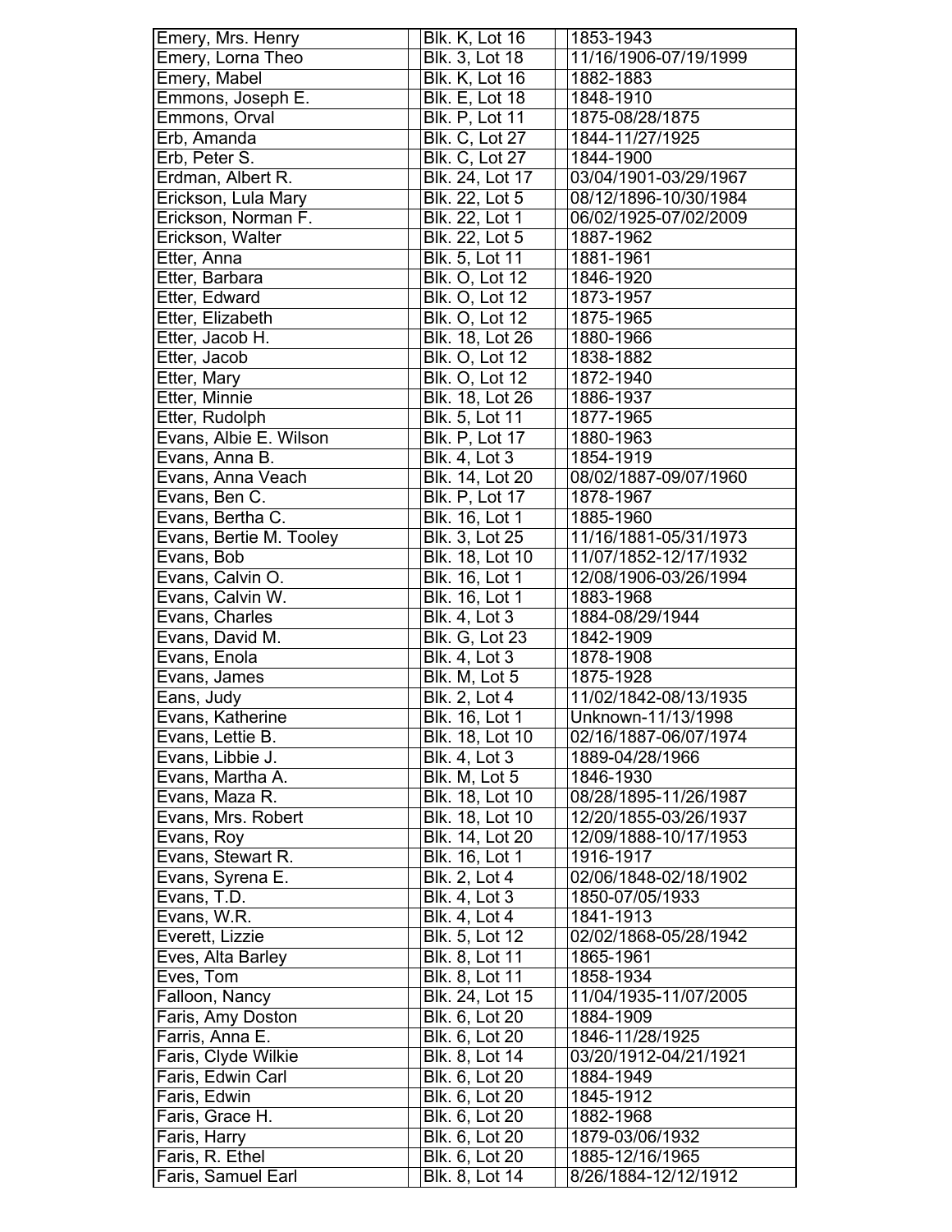| Emery, Mrs. Henry | Blk. K, Lot 16 | 1853-1943 |
|---|---|---|
| Emery, Lorna Theo | Blk. 3, Lot 18 | 11/16/1906-07/19/1999 |
| Emery, Mabel | Blk. K, Lot 16 | 1882-1883 |
| Emmons, Joseph E. | Blk. E, Lot 18 | 1848-1910 |
| Emmons, Orval | Blk. P, Lot 11 | 1875-08/28/1875 |
| Erb, Amanda | Blk. C, Lot 27 | 1844-11/27/1925 |
| Erb, Peter S. | Blk. C, Lot 27 | 1844-1900 |
| Erdman, Albert R. | Blk. 24, Lot 17 | 03/04/1901-03/29/1967 |
| Erickson, Lula Mary | Blk. 22, Lot 5 | 08/12/1896-10/30/1984 |
| Erickson, Norman F. | Blk. 22, Lot 1 | 06/02/1925-07/02/2009 |
| Erickson, Walter | Blk. 22, Lot 5 | 1887-1962 |
| Etter, Anna | Blk. 5, Lot 11 | 1881-1961 |
| Etter, Barbara | Blk. O, Lot 12 | 1846-1920 |
| Etter, Edward | Blk. O, Lot 12 | 1873-1957 |
| Etter, Elizabeth | Blk. O, Lot 12 | 1875-1965 |
| Etter, Jacob H. | Blk. 18, Lot 26 | 1880-1966 |
| Etter, Jacob | Blk. O, Lot 12 | 1838-1882 |
| Etter, Mary | Blk. O, Lot 12 | 1872-1940 |
| Etter, Minnie | Blk. 18, Lot 26 | 1886-1937 |
| Etter, Rudolph | Blk. 5, Lot 11 | 1877-1965 |
| Evans, Albie E. Wilson | Blk. P, Lot 17 | 1880-1963 |
| Evans, Anna B. | Blk. 4, Lot 3 | 1854-1919 |
| Evans, Anna Veach | Blk. 14, Lot 20 | 08/02/1887-09/07/1960 |
| Evans, Ben C. | Blk. P, Lot 17 | 1878-1967 |
| Evans, Bertha C. | Blk. 16, Lot 1 | 1885-1960 |
| Evans, Bertie M. Tooley | Blk. 3, Lot 25 | 11/16/1881-05/31/1973 |
| Evans, Bob | Blk. 18, Lot 10 | 11/07/1852-12/17/1932 |
| Evans, Calvin O. | Blk. 16, Lot 1 | 12/08/1906-03/26/1994 |
| Evans, Calvin W. | Blk. 16, Lot 1 | 1883-1968 |
| Evans, Charles | Blk. 4, Lot 3 | 1884-08/29/1944 |
| Evans, David M. | Blk. G, Lot 23 | 1842-1909 |
| Evans, Enola | Blk. 4, Lot 3 | 1878-1908 |
| Evans, James | Blk. M, Lot 5 | 1875-1928 |
| Eans, Judy | Blk. 2, Lot 4 | 11/02/1842-08/13/1935 |
| Evans, Katherine | Blk. 16, Lot 1 | Unknown-11/13/1998 |
| Evans, Lettie B. | Blk. 18, Lot 10 | 02/16/1887-06/07/1974 |
| Evans, Libbie J. | Blk. 4, Lot 3 | 1889-04/28/1966 |
| Evans, Martha A. | Blk. M, Lot 5 | 1846-1930 |
| Evans, Maza R. | Blk. 18, Lot 10 | 08/28/1895-11/26/1987 |
| Evans, Mrs. Robert | Blk. 18, Lot 10 | 12/20/1855-03/26/1937 |
| Evans, Roy | Blk. 14, Lot 20 | 12/09/1888-10/17/1953 |
| Evans, Stewart R. | Blk. 16, Lot 1 | 1916-1917 |
| Evans, Syrena E. | Blk. 2, Lot 4 | 02/06/1848-02/18/1902 |
| Evans, T.D. | Blk. 4, Lot 3 | 1850-07/05/1933 |
| Evans, W.R. | Blk. 4, Lot 4 | 1841-1913 |
| Everett, Lizzie | Blk. 5, Lot 12 | 02/02/1868-05/28/1942 |
| Eves, Alta Barley | Blk. 8, Lot 11 | 1865-1961 |
| Eves, Tom | Blk. 8, Lot 11 | 1858-1934 |
| Falloon, Nancy | Blk. 24, Lot 15 | 11/04/1935-11/07/2005 |
| Faris, Amy Doston | Blk. 6, Lot 20 | 1884-1909 |
| Farris, Anna E. | Blk. 6, Lot 20 | 1846-11/28/1925 |
| Faris, Clyde Wilkie | Blk. 8, Lot 14 | 03/20/1912-04/21/1921 |
| Faris, Edwin Carl | Blk. 6, Lot 20 | 1884-1949 |
| Faris, Edwin | Blk. 6, Lot 20 | 1845-1912 |
| Faris, Grace H. | Blk. 6, Lot 20 | 1882-1968 |
| Faris, Harry | Blk. 6, Lot 20 | 1879-03/06/1932 |
| Faris, R. Ethel | Blk. 6, Lot 20 | 1885-12/16/1965 |
| Faris, Samuel Earl | Blk. 8, Lot 14 | 8/26/1884-12/12/1912 |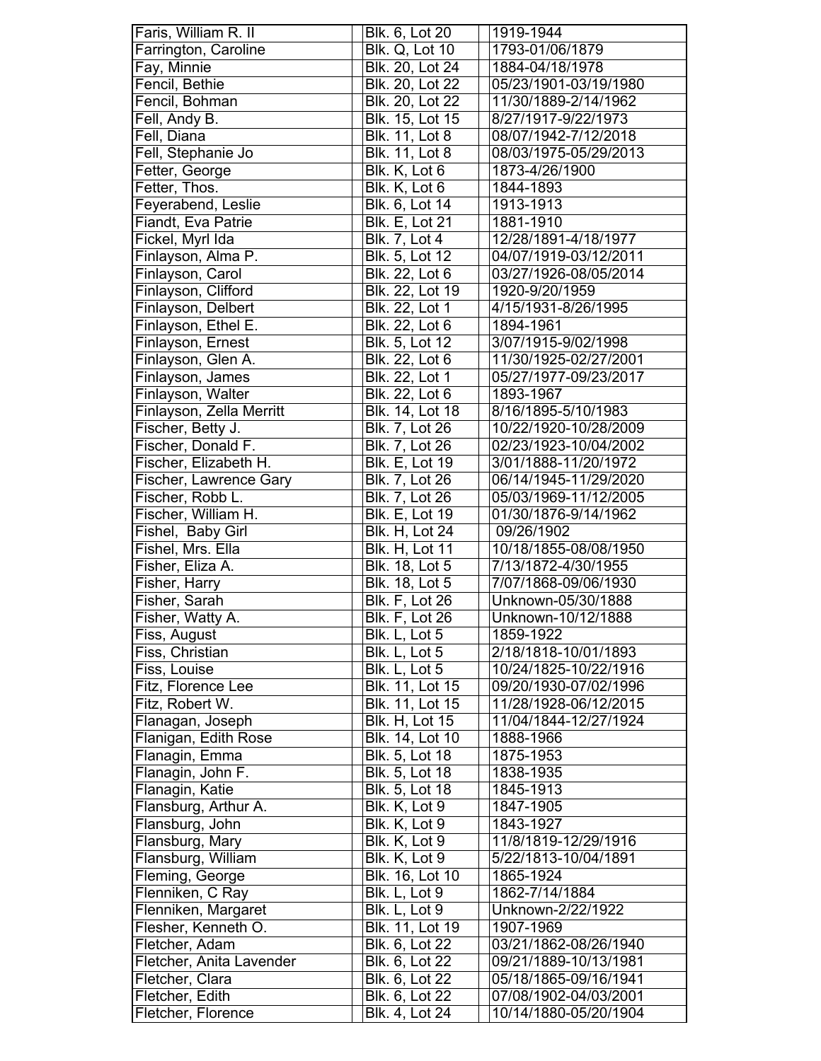| Faris, William R. II | Blk. 6, Lot 20 | 1919-1944 |
|---|---|---|
| Farrington, Caroline | Blk. Q, Lot 10 | 1793-01/06/1879 |
| Fay, Minnie | Blk. 20, Lot 24 | 1884-04/18/1978 |
| Fencil, Bethie | Blk. 20, Lot 22 | 05/23/1901-03/19/1980 |
| Fencil, Bohman | Blk. 20, Lot 22 | 11/30/1889-2/14/1962 |
| Fell, Andy B. | Blk. 15, Lot 15 | 8/27/1917-9/22/1973 |
| Fell, Diana | Blk. 11, Lot 8 | 08/07/1942-7/12/2018 |
| Fell, Stephanie Jo | Blk. 11, Lot 8 | 08/03/1975-05/29/2013 |
| Fetter, George | Blk. K, Lot 6 | 1873-4/26/1900 |
| Fetter, Thos. | Blk. K, Lot 6 | 1844-1893 |
| Feyerabend, Leslie | Blk. 6, Lot 14 | 1913-1913 |
| Fiandt, Eva Patrie | Blk. E, Lot 21 | 1881-1910 |
| Fickel, Myrl Ida | Blk. 7, Lot 4 | 12/28/1891-4/18/1977 |
| Finlayson, Alma P. | Blk. 5, Lot 12 | 04/07/1919-03/12/2011 |
| Finlayson, Carol | Blk. 22, Lot 6 | 03/27/1926-08/05/2014 |
| Finlayson, Clifford | Blk. 22, Lot 19 | 1920-9/20/1959 |
| Finlayson, Delbert | Blk. 22, Lot 1 | 4/15/1931-8/26/1995 |
| Finlayson, Ethel E. | Blk. 22, Lot 6 | 1894-1961 |
| Finlayson, Ernest | Blk. 5, Lot 12 | 3/07/1915-9/02/1998 |
| Finlayson, Glen A. | Blk. 22, Lot 6 | 11/30/1925-02/27/2001 |
| Finlayson, James | Blk. 22, Lot 1 | 05/27/1977-09/23/2017 |
| Finlayson, Walter | Blk. 22, Lot 6 | 1893-1967 |
| Finlayson, Zella Merritt | Blk. 14, Lot 18 | 8/16/1895-5/10/1983 |
| Fischer, Betty J. | Blk. 7, Lot 26 | 10/22/1920-10/28/2009 |
| Fischer, Donald F. | Blk. 7, Lot 26 | 02/23/1923-10/04/2002 |
| Fischer, Elizabeth H. | Blk. E, Lot 19 | 3/01/1888-11/20/1972 |
| Fischer, Lawrence Gary | Blk. 7, Lot 26 | 06/14/1945-11/29/2020 |
| Fischer, Robb L. | Blk. 7, Lot 26 | 05/03/1969-11/12/2005 |
| Fischer, William H. | Blk. E, Lot 19 | 01/30/1876-9/14/1962 |
| Fishel, Baby Girl | Blk. H, Lot 24 | 09/26/1902 |
| Fishel, Mrs. Ella | Blk. H, Lot 11 | 10/18/1855-08/08/1950 |
| Fisher, Eliza A. | Blk. 18, Lot 5 | 7/13/1872-4/30/1955 |
| Fisher, Harry | Blk. 18, Lot 5 | 7/07/1868-09/06/1930 |
| Fisher, Sarah | Blk. F, Lot 26 | Unknown-05/30/1888 |
| Fisher, Watty A. | Blk. F, Lot 26 | Unknown-10/12/1888 |
| Fiss, August | Blk. L, Lot 5 | 1859-1922 |
| Fiss, Christian | Blk. L, Lot 5 | 2/18/1818-10/01/1893 |
| Fiss, Louise | Blk. L, Lot 5 | 10/24/1825-10/22/1916 |
| Fitz, Florence Lee | Blk. 11, Lot 15 | 09/20/1930-07/02/1996 |
| Fitz, Robert W. | Blk. 11, Lot 15 | 11/28/1928-06/12/2015 |
| Flanagan, Joseph | Blk. H, Lot 15 | 11/04/1844-12/27/1924 |
| Flanigan, Edith Rose | Blk. 14, Lot 10 | 1888-1966 |
| Flanagin, Emma | Blk. 5, Lot 18 | 1875-1953 |
| Flanagin, John F. | Blk. 5, Lot 18 | 1838-1935 |
| Flanagin, Katie | Blk. 5, Lot 18 | 1845-1913 |
| Flansburg, Arthur A. | Blk. K, Lot 9 | 1847-1905 |
| Flansburg, John | Blk. K, Lot 9 | 1843-1927 |
| Flansburg, Mary | Blk. K, Lot 9 | 11/8/1819-12/29/1916 |
| Flansburg, William | Blk. K, Lot 9 | 5/22/1813-10/04/1891 |
| Fleming, George | Blk. 16, Lot 10 | 1865-1924 |
| Flenniken, C Ray | Blk. L, Lot 9 | 1862-7/14/1884 |
| Flenniken, Margaret | Blk. L, Lot 9 | Unknown-2/22/1922 |
| Flesher, Kenneth O. | Blk. 11, Lot 19 | 1907-1969 |
| Fletcher, Adam | Blk. 6, Lot 22 | 03/21/1862-08/26/1940 |
| Fletcher, Anita Lavender | Blk. 6, Lot 22 | 09/21/1889-10/13/1981 |
| Fletcher, Clara | Blk. 6, Lot 22 | 05/18/1865-09/16/1941 |
| Fletcher, Edith | Blk. 6, Lot 22 | 07/08/1902-04/03/2001 |
| Fletcher, Florence | Blk. 4, Lot 24 | 10/14/1880-05/20/1904 |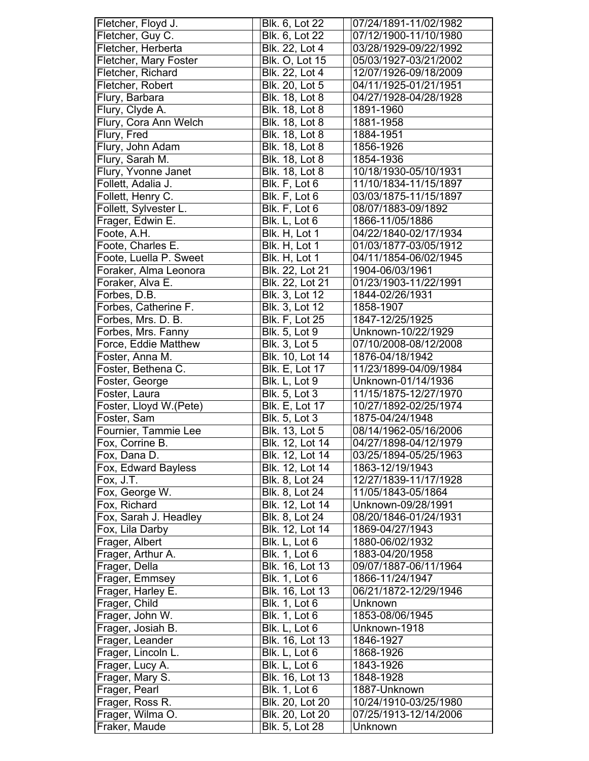| Fletcher, Floyd J. | Blk. 6, Lot 22 | 07/24/1891-11/02/1982 |
|---|---|---|
| Fletcher, Guy C. | Blk. 6, Lot 22 | 07/12/1900-11/10/1980 |
| Fletcher, Herberta | Blk. 22, Lot 4 | 03/28/1929-09/22/1992 |
| Fletcher, Mary Foster | Blk. O, Lot 15 | 05/03/1927-03/21/2002 |
| Fletcher, Richard | Blk. 22, Lot 4 | 12/07/1926-09/18/2009 |
| Fletcher, Robert | Blk. 20, Lot 5 | 04/11/1925-01/21/1951 |
| Flury, Barbara | Blk. 18, Lot 8 | 04/27/1928-04/28/1928 |
| Flury, Clyde A. | Blk. 18, Lot 8 | 1891-1960 |
| Flury, Cora Ann Welch | Blk. 18, Lot 8 | 1881-1958 |
| Flury, Fred | Blk. 18, Lot 8 | 1884-1951 |
| Flury, John Adam | Blk. 18, Lot 8 | 1856-1926 |
| Flury, Sarah M. | Blk. 18, Lot 8 | 1854-1936 |
| Flury, Yvonne Janet | Blk. 18, Lot 8 | 10/18/1930-05/10/1931 |
| Follett, Adalia J. | Blk. F, Lot 6 | 11/10/1834-11/15/1897 |
| Follett, Henry C. | Blk. F, Lot 6 | 03/03/1875-11/15/1897 |
| Follett, Sylvester L. | Blk. F, Lot 6 | 08/07/1883-09/1892 |
| Frager, Edwin E. | Blk. L, Lot 6 | 1866-11/05/1886 |
| Foote, A.H. | Blk. H, Lot 1 | 04/22/1840-02/17/1934 |
| Foote, Charles E. | Blk. H, Lot 1 | 01/03/1877-03/05/1912 |
| Foote, Luella P. Sweet | Blk. H, Lot 1 | 04/11/1854-06/02/1945 |
| Foraker, Alma Leonora | Blk. 22, Lot 21 | 1904-06/03/1961 |
| Foraker, Alva E. | Blk. 22, Lot 21 | 01/23/1903-11/22/1991 |
| Forbes, D.B. | Blk. 3, Lot 12 | 1844-02/26/1931 |
| Forbes, Catherine F. | Blk. 3, Lot 12 | 1858-1907 |
| Forbes, Mrs. D. B. | Blk. F, Lot 25 | 1847-12/25/1925 |
| Forbes, Mrs. Fanny | Blk. 5, Lot 9 | Unknown-10/22/1929 |
| Force, Eddie Matthew | Blk. 3, Lot 5 | 07/10/2008-08/12/2008 |
| Foster, Anna M. | Blk. 10, Lot 14 | 1876-04/18/1942 |
| Foster, Bethena C. | Blk. E, Lot 17 | 11/23/1899-04/09/1984 |
| Foster, George | Blk. L, Lot 9 | Unknown-01/14/1936 |
| Foster, Laura | Blk. 5, Lot 3 | 11/15/1875-12/27/1970 |
| Foster, Lloyd W.(Pete) | Blk. E, Lot 17 | 10/27/1892-02/25/1974 |
| Foster, Sam | Blk. 5, Lot 3 | 1875-04/24/1948 |
| Fournier, Tammie Lee | Blk. 13, Lot 5 | 08/14/1962-05/16/2006 |
| Fox, Corrine B. | Blk. 12, Lot 14 | 04/27/1898-04/12/1979 |
| Fox, Dana D. | Blk. 12, Lot 14 | 03/25/1894-05/25/1963 |
| Fox, Edward Bayless | Blk. 12, Lot 14 | 1863-12/19/1943 |
| Fox, J.T. | Blk. 8, Lot 24 | 12/27/1839-11/17/1928 |
| Fox, George W. | Blk. 8, Lot 24 | 11/05/1843-05/1864 |
| Fox, Richard | Blk. 12, Lot 14 | Unknown-09/28/1991 |
| Fox, Sarah J. Headley | Blk. 8, Lot 24 | 08/20/1846-01/24/1931 |
| Fox, Lila Darby | Blk. 12, Lot 14 | 1869-04/27/1943 |
| Frager, Albert | Blk. L, Lot 6 | 1880-06/02/1932 |
| Frager, Arthur A. | Blk. 1, Lot 6 | 1883-04/20/1958 |
| Frager, Della | Blk. 16, Lot 13 | 09/07/1887-06/11/1964 |
| Frager, Emmsey | Blk. 1, Lot 6 | 1866-11/24/1947 |
| Frager, Harley E. | Blk. 16, Lot 13 | 06/21/1872-12/29/1946 |
| Frager, Child | Blk. 1, Lot 6 | Unknown |
| Frager, John W. | Blk. 1, Lot 6 | 1853-08/06/1945 |
| Frager, Josiah B. | Blk. L, Lot 6 | Unknown-1918 |
| Frager, Leander | Blk. 16, Lot 13 | 1846-1927 |
| Frager, Lincoln L. | Blk. L, Lot 6 | 1868-1926 |
| Frager, Lucy A. | Blk. L, Lot 6 | 1843-1926 |
| Frager, Mary S. | Blk. 16, Lot 13 | 1848-1928 |
| Frager, Pearl | Blk. 1, Lot 6 | 1887-Unknown |
| Frager, Ross R. | Blk. 20, Lot 20 | 10/24/1910-03/25/1980 |
| Frager, Wilma O. | Blk. 20, Lot 20 | 07/25/1913-12/14/2006 |
| Fraker, Maude | Blk. 5, Lot 28 | Unknown |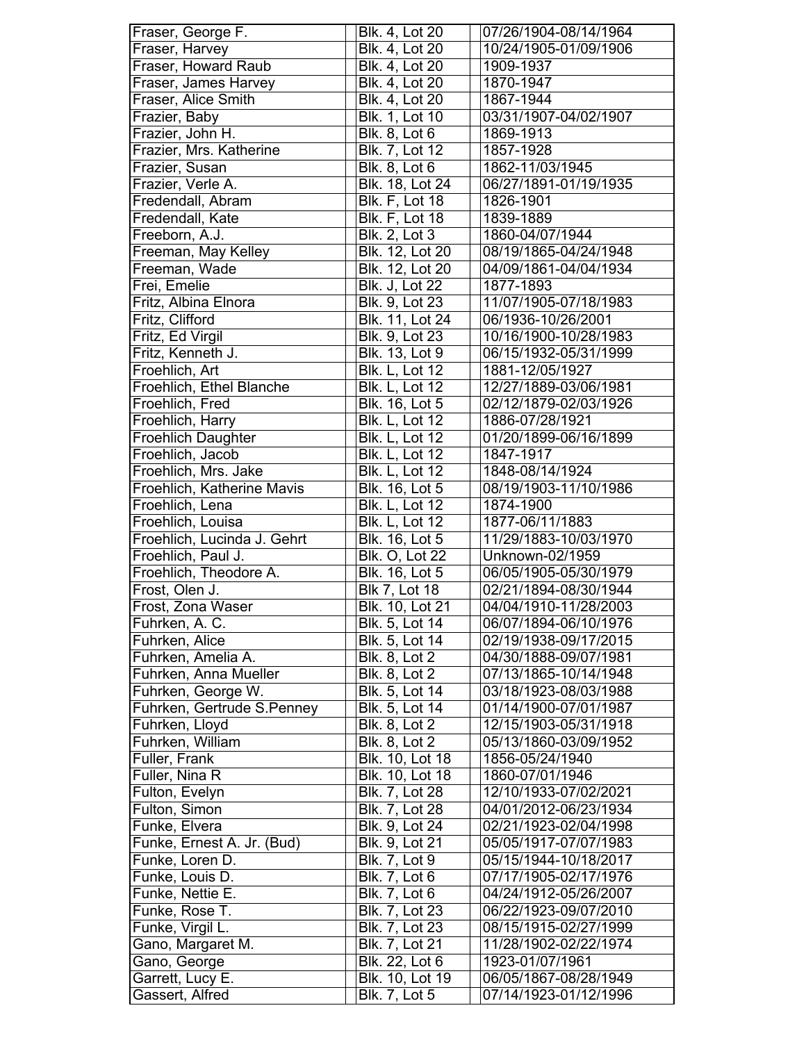| Name | Location | Dates |
|---|---|---|
| Fraser, George F. | Blk. 4, Lot 20 | 07/26/1904-08/14/1964 |
| Fraser, Harvey | Blk. 4, Lot 20 | 10/24/1905-01/09/1906 |
| Fraser, Howard Raub | Blk. 4, Lot 20 | 1909-1937 |
| Fraser, James Harvey | Blk. 4, Lot 20 | 1870-1947 |
| Fraser, Alice Smith | Blk. 4, Lot 20 | 1867-1944 |
| Frazier, Baby | Blk. 1, Lot 10 | 03/31/1907-04/02/1907 |
| Frazier, John H. | Blk. 8, Lot 6 | 1869-1913 |
| Frazier, Mrs. Katherine | Blk. 7, Lot 12 | 1857-1928 |
| Frazier, Susan | Blk. 8, Lot 6 | 1862-11/03/1945 |
| Frazier, Verle A. | Blk. 18, Lot 24 | 06/27/1891-01/19/1935 |
| Fredendall, Abram | Blk. F, Lot 18 | 1826-1901 |
| Fredendall, Kate | Blk. F, Lot 18 | 1839-1889 |
| Freeborn, A.J. | Blk. 2, Lot 3 | 1860-04/07/1944 |
| Freeman, May Kelley | Blk. 12, Lot 20 | 08/19/1865-04/24/1948 |
| Freeman, Wade | Blk. 12, Lot 20 | 04/09/1861-04/04/1934 |
| Frei, Emelie | Blk. J, Lot 22 | 1877-1893 |
| Fritz, Albina Elnora | Blk. 9, Lot 23 | 11/07/1905-07/18/1983 |
| Fritz, Clifford | Blk. 11, Lot 24 | 06/1936-10/26/2001 |
| Fritz, Ed Virgil | Blk. 9, Lot 23 | 10/16/1900-10/28/1983 |
| Fritz, Kenneth J. | Blk. 13, Lot 9 | 06/15/1932-05/31/1999 |
| Froehlich, Art | Blk. L, Lot 12 | 1881-12/05/1927 |
| Froehlich, Ethel Blanche | Blk. L, Lot 12 | 12/27/1889-03/06/1981 |
| Froehlich, Fred | Blk. 16, Lot 5 | 02/12/1879-02/03/1926 |
| Froehlich, Harry | Blk. L, Lot 12 | 1886-07/28/1921 |
| Froehlich Daughter | Blk. L, Lot 12 | 01/20/1899-06/16/1899 |
| Froehlich, Jacob | Blk. L, Lot 12 | 1847-1917 |
| Froehlich, Mrs. Jake | Blk. L, Lot 12 | 1848-08/14/1924 |
| Froehlich, Katherine Mavis | Blk. 16, Lot 5 | 08/19/1903-11/10/1986 |
| Froehlich, Lena | Blk. L, Lot 12 | 1874-1900 |
| Froehlich, Louisa | Blk. L, Lot 12 | 1877-06/11/1883 |
| Froehlich, Lucinda J. Gehrt | Blk. 16, Lot 5 | 11/29/1883-10/03/1970 |
| Froehlich, Paul J. | Blk. O, Lot 22 | Unknown-02/1959 |
| Froehlich, Theodore A. | Blk. 16, Lot 5 | 06/05/1905-05/30/1979 |
| Frost, Olen J. | Blk 7, Lot 18 | 02/21/1894-08/30/1944 |
| Frost, Zona Waser | Blk. 10, Lot 21 | 04/04/1910-11/28/2003 |
| Fuhrken, A. C. | Blk. 5, Lot 14 | 06/07/1894-06/10/1976 |
| Fuhrken, Alice | Blk. 5, Lot 14 | 02/19/1938-09/17/2015 |
| Fuhrken, Amelia A. | Blk. 8, Lot 2 | 04/30/1888-09/07/1981 |
| Fuhrken, Anna Mueller | Blk. 8, Lot 2 | 07/13/1865-10/14/1948 |
| Fuhrken, George W. | Blk. 5, Lot 14 | 03/18/1923-08/03/1988 |
| Fuhrken, Gertrude S.Penney | Blk. 5, Lot 14 | 01/14/1900-07/01/1987 |
| Fuhrken, Lloyd | Blk. 8, Lot 2 | 12/15/1903-05/31/1918 |
| Fuhrken, William | Blk. 8, Lot 2 | 05/13/1860-03/09/1952 |
| Fuller, Frank | Blk. 10, Lot 18 | 1856-05/24/1940 |
| Fuller, Nina R | Blk. 10, Lot 18 | 1860-07/01/1946 |
| Fulton, Evelyn | Blk. 7, Lot 28 | 12/10/1933-07/02/2021 |
| Fulton, Simon | Blk. 7, Lot 28 | 04/01/2012-06/23/1934 |
| Funke, Elvera | Blk. 9, Lot 24 | 02/21/1923-02/04/1998 |
| Funke, Ernest A. Jr. (Bud) | Blk. 9, Lot 21 | 05/05/1917-07/07/1983 |
| Funke, Loren D. | Blk. 7, Lot 9 | 05/15/1944-10/18/2017 |
| Funke, Louis D. | Blk. 7, Lot 6 | 07/17/1905-02/17/1976 |
| Funke, Nettie E. | Blk. 7, Lot 6 | 04/24/1912-05/26/2007 |
| Funke, Rose T. | Blk. 7, Lot 23 | 06/22/1923-09/07/2010 |
| Funke, Virgil L. | Blk. 7, Lot 23 | 08/15/1915-02/27/1999 |
| Gano, Margaret M. | Blk. 7, Lot 21 | 11/28/1902-02/22/1974 |
| Gano, George | Blk. 22, Lot 6 | 1923-01/07/1961 |
| Garrett, Lucy E. | Blk. 10, Lot 19 | 06/05/1867-08/28/1949 |
| Gassert, Alfred | Blk. 7, Lot 5 | 07/14/1923-01/12/1996 |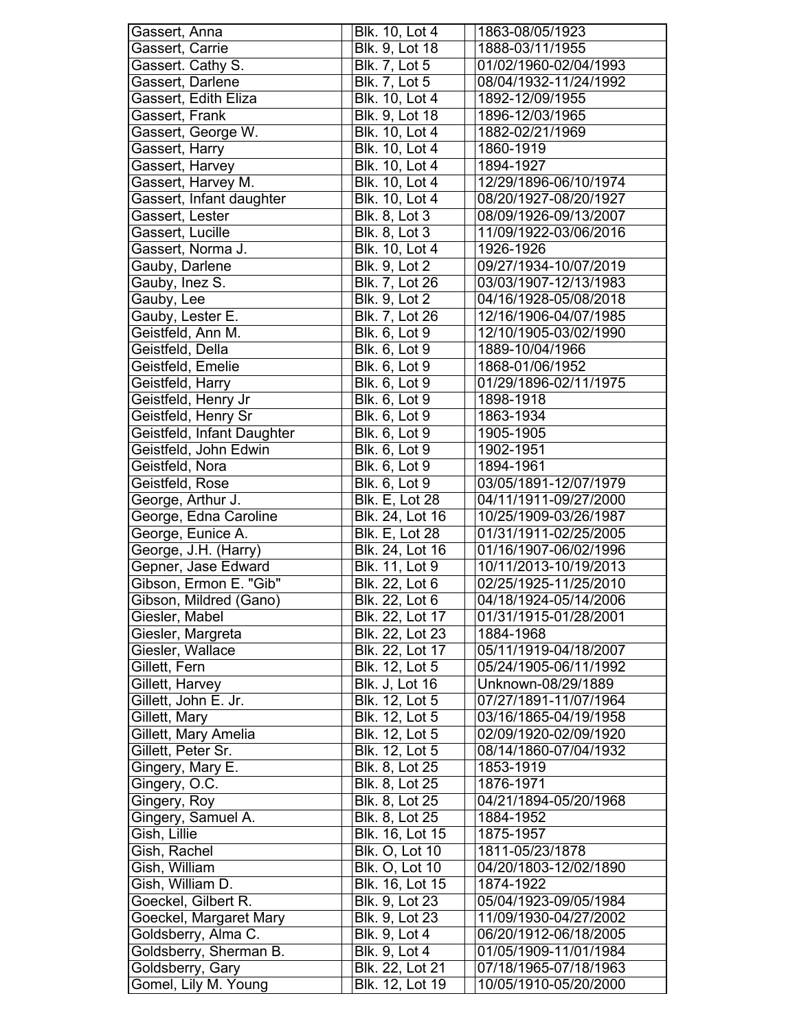| | | |
|---|---|---|
| Gassert, Anna | Blk. 10, Lot 4 | 1863-08/05/1923 |
| Gassert, Carrie | Blk. 9, Lot 18 | 1888-03/11/1955 |
| Gassert. Cathy S. | Blk. 7, Lot 5 | 01/02/1960-02/04/1993 |
| Gassert, Darlene | Blk. 7, Lot 5 | 08/04/1932-11/24/1992 |
| Gassert, Edith Eliza | Blk. 10, Lot 4 | 1892-12/09/1955 |
| Gassert, Frank | Blk. 9, Lot 18 | 1896-12/03/1965 |
| Gassert, George W. | Blk. 10, Lot 4 | 1882-02/21/1969 |
| Gassert, Harry | Blk. 10, Lot 4 | 1860-1919 |
| Gassert, Harvey | Blk. 10, Lot 4 | 1894-1927 |
| Gassert, Harvey M. | Blk. 10, Lot 4 | 12/29/1896-06/10/1974 |
| Gassert, Infant daughter | Blk. 10, Lot 4 | 08/20/1927-08/20/1927 |
| Gassert, Lester | Blk. 8, Lot 3 | 08/09/1926-09/13/2007 |
| Gassert, Lucille | Blk. 8, Lot 3 | 11/09/1922-03/06/2016 |
| Gassert, Norma J. | Blk. 10, Lot 4 | 1926-1926 |
| Gauby, Darlene | Blk. 9, Lot 2 | 09/27/1934-10/07/2019 |
| Gauby, Inez S. | Blk. 7, Lot 26 | 03/03/1907-12/13/1983 |
| Gauby, Lee | Blk. 9, Lot 2 | 04/16/1928-05/08/2018 |
| Gauby, Lester E. | Blk. 7, Lot 26 | 12/16/1906-04/07/1985 |
| Geistfeld, Ann M. | Blk. 6, Lot 9 | 12/10/1905-03/02/1990 |
| Geistfeld, Della | Blk. 6, Lot 9 | 1889-10/04/1966 |
| Geistfeld, Emelie | Blk. 6, Lot 9 | 1868-01/06/1952 |
| Geistfeld, Harry | Blk. 6, Lot 9 | 01/29/1896-02/11/1975 |
| Geistfeld, Henry Jr | Blk. 6, Lot 9 | 1898-1918 |
| Geistfeld, Henry Sr | Blk. 6, Lot 9 | 1863-1934 |
| Geistfeld, Infant Daughter | Blk. 6, Lot 9 | 1905-1905 |
| Geistfeld, John Edwin | Blk. 6, Lot 9 | 1902-1951 |
| Geistfeld, Nora | Blk. 6, Lot 9 | 1894-1961 |
| Geistfeld, Rose | Blk. 6, Lot 9 | 03/05/1891-12/07/1979 |
| George, Arthur J. | Blk. E, Lot 28 | 04/11/1911-09/27/2000 |
| George, Edna Caroline | Blk. 24, Lot 16 | 10/25/1909-03/26/1987 |
| George, Eunice A. | Blk. E, Lot 28 | 01/31/1911-02/25/2005 |
| George, J.H. (Harry) | Blk. 24, Lot 16 | 01/16/1907-06/02/1996 |
| Gepner, Jase Edward | Blk. 11, Lot 9 | 10/11/2013-10/19/2013 |
| Gibson, Ermon E. "Gib" | Blk. 22, Lot 6 | 02/25/1925-11/25/2010 |
| Gibson, Mildred (Gano) | Blk. 22, Lot 6 | 04/18/1924-05/14/2006 |
| Giesler, Mabel | Blk. 22, Lot 17 | 01/31/1915-01/28/2001 |
| Giesler, Margreta | Blk. 22, Lot 23 | 1884-1968 |
| Giesler, Wallace | Blk. 22, Lot 17 | 05/11/1919-04/18/2007 |
| Gillett, Fern | Blk. 12, Lot 5 | 05/24/1905-06/11/1992 |
| Gillett, Harvey | Blk. J, Lot 16 | Unknown-08/29/1889 |
| Gillett, John E. Jr. | Blk. 12, Lot 5 | 07/27/1891-11/07/1964 |
| Gillett, Mary | Blk. 12, Lot 5 | 03/16/1865-04/19/1958 |
| Gillett, Mary Amelia | Blk. 12, Lot 5 | 02/09/1920-02/09/1920 |
| Gillett, Peter Sr. | Blk. 12, Lot 5 | 08/14/1860-07/04/1932 |
| Gingery, Mary E. | Blk. 8, Lot 25 | 1853-1919 |
| Gingery, O.C. | Blk. 8, Lot 25 | 1876-1971 |
| Gingery, Roy | Blk. 8, Lot 25 | 04/21/1894-05/20/1968 |
| Gingery, Samuel A. | Blk. 8, Lot 25 | 1884-1952 |
| Gish, Lillie | Blk. 16, Lot 15 | 1875-1957 |
| Gish, Rachel | Blk. O, Lot 10 | 1811-05/23/1878 |
| Gish, William | Blk. O, Lot 10 | 04/20/1803-12/02/1890 |
| Gish, William D. | Blk. 16, Lot 15 | 1874-1922 |
| Goeckel, Gilbert R. | Blk. 9, Lot 23 | 05/04/1923-09/05/1984 |
| Goeckel, Margaret Mary | Blk. 9, Lot 23 | 11/09/1930-04/27/2002 |
| Goldsberry, Alma C. | Blk. 9, Lot 4 | 06/20/1912-06/18/2005 |
| Goldsberry, Sherman B. | Blk. 9, Lot 4 | 01/05/1909-11/01/1984 |
| Goldsberry, Gary | Blk. 22, Lot 21 | 07/18/1965-07/18/1963 |
| Gomel, Lily M. Young | Blk. 12, Lot 19 | 10/05/1910-05/20/2000 |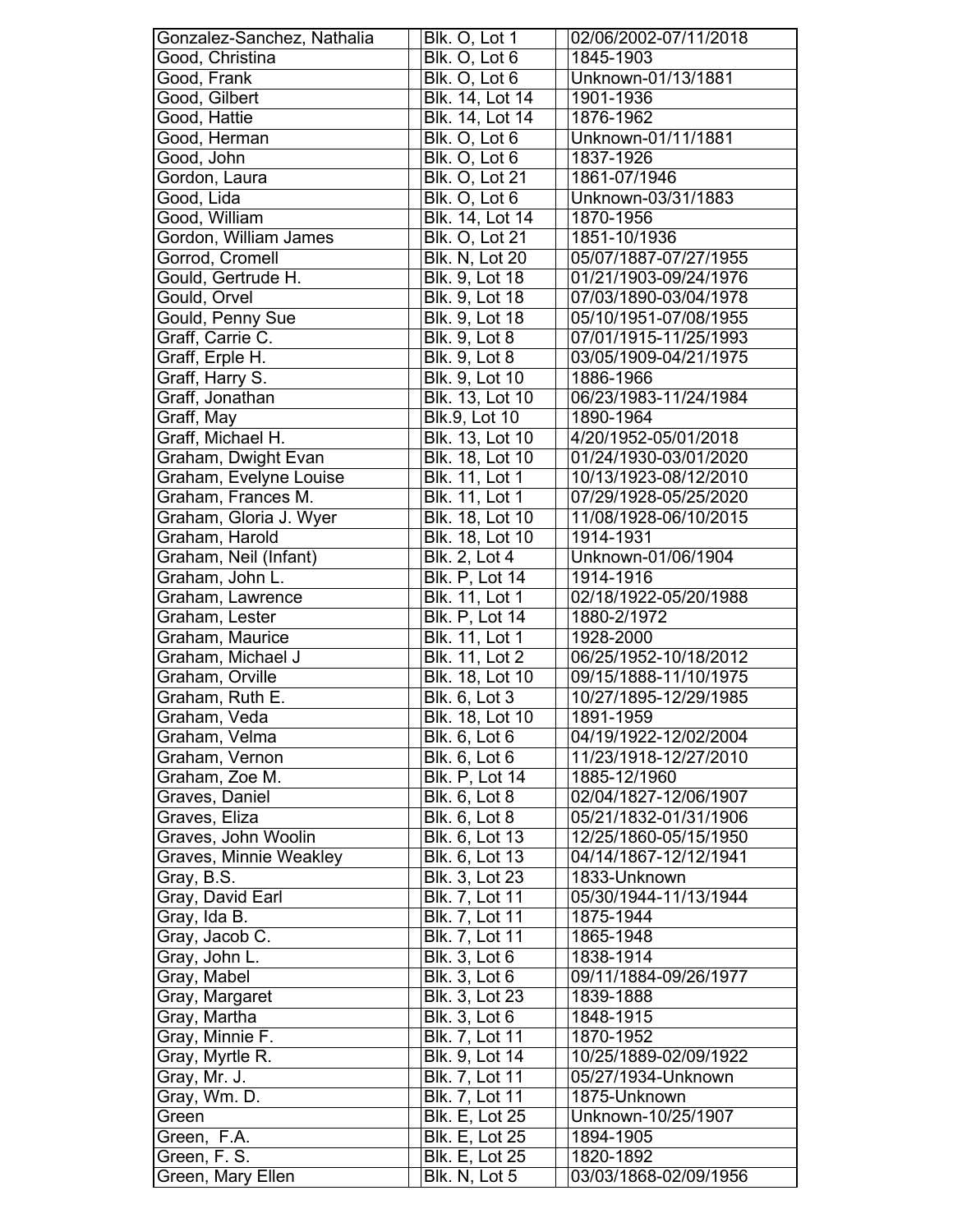| | | | | |
|---|---|---|---|---|
| Gonzalez-Sanchez, Nathalia | | Blk. O, Lot 1 | | 02/06/2002-07/11/2018 |
| Good, Christina | | Blk. O, Lot 6 | | 1845-1903 |
| Good, Frank | | Blk. O, Lot 6 | | Unknown-01/13/1881 |
| Good, Gilbert | | Blk. 14, Lot 14 | | 1901-1936 |
| Good, Hattie | | Blk. 14, Lot 14 | | 1876-1962 |
| Good, Herman | | Blk. O, Lot 6 | | Unknown-01/11/1881 |
| Good, John | | Blk. O, Lot 6 | | 1837-1926 |
| Gordon, Laura | | Blk. O, Lot 21 | | 1861-07/1946 |
| Good, Lida | | Blk. O, Lot 6 | | Unknown-03/31/1883 |
| Good, William | | Blk. 14, Lot 14 | | 1870-1956 |
| Gordon, William James | | Blk. O, Lot 21 | | 1851-10/1936 |
| Gorrod, Cromell | | Blk. N, Lot 20 | | 05/07/1887-07/27/1955 |
| Gould, Gertrude H. | | Blk. 9, Lot 18 | | 01/21/1903-09/24/1976 |
| Gould, Orvel | | Blk. 9, Lot 18 | | 07/03/1890-03/04/1978 |
| Gould, Penny Sue | | Blk. 9, Lot 18 | | 05/10/1951-07/08/1955 |
| Graff, Carrie C. | | Blk. 9, Lot 8 | | 07/01/1915-11/25/1993 |
| Graff, Erple H. | | Blk. 9, Lot 8 | | 03/05/1909-04/21/1975 |
| Graff, Harry S. | | Blk. 9, Lot 10 | | 1886-1966 |
| Graff, Jonathan | | Blk. 13, Lot 10 | | 06/23/1983-11/24/1984 |
| Graff, May | | Blk.9, Lot 10 | | 1890-1964 |
| Graff, Michael H. | | Blk. 13, Lot 10 | | 4/20/1952-05/01/2018 |
| Graham, Dwight Evan | | Blk. 18, Lot 10 | | 01/24/1930-03/01/2020 |
| Graham, Evelyne Louise | | Blk. 11, Lot 1 | | 10/13/1923-08/12/2010 |
| Graham, Frances M. | | Blk. 11, Lot 1 | | 07/29/1928-05/25/2020 |
| Graham, Gloria J. Wyer | | Blk. 18, Lot 10 | | 11/08/1928-06/10/2015 |
| Graham, Harold | | Blk. 18, Lot 10 | | 1914-1931 |
| Graham, Neil (Infant) | | Blk. 2, Lot 4 | | Unknown-01/06/1904 |
| Graham, John L. | | Blk. P, Lot 14 | | 1914-1916 |
| Graham, Lawrence | | Blk. 11, Lot 1 | | 02/18/1922-05/20/1988 |
| Graham, Lester | | Blk. P, Lot 14 | | 1880-2/1972 |
| Graham, Maurice | | Blk. 11, Lot 1 | | 1928-2000 |
| Graham, Michael J | | Blk. 11, Lot 2 | | 06/25/1952-10/18/2012 |
| Graham, Orville | | Blk. 18, Lot 10 | | 09/15/1888-11/10/1975 |
| Graham, Ruth E. | | Blk. 6, Lot 3 | | 10/27/1895-12/29/1985 |
| Graham, Veda | | Blk. 18, Lot 10 | | 1891-1959 |
| Graham, Velma | | Blk. 6, Lot 6 | | 04/19/1922-12/02/2004 |
| Graham, Vernon | | Blk. 6, Lot 6 | | 11/23/1918-12/27/2010 |
| Graham, Zoe M. | | Blk. P, Lot 14 | | 1885-12/1960 |
| Graves, Daniel | | Blk. 6, Lot 8 | | 02/04/1827-12/06/1907 |
| Graves, Eliza | | Blk. 6, Lot 8 | | 05/21/1832-01/31/1906 |
| Graves, John Woolin | | Blk. 6, Lot 13 | | 12/25/1860-05/15/1950 |
| Graves, Minnie Weakley | | Blk. 6, Lot 13 | | 04/14/1867-12/12/1941 |
| Gray, B.S. | | Blk. 3, Lot 23 | | 1833-Unknown |
| Gray, David Earl | | Blk. 7, Lot 11 | | 05/30/1944-11/13/1944 |
| Gray, Ida B. | | Blk. 7, Lot 11 | | 1875-1944 |
| Gray, Jacob C. | | Blk. 7, Lot 11 | | 1865-1948 |
| Gray, John L. | | Blk. 3, Lot 6 | | 1838-1914 |
| Gray, Mabel | | Blk. 3, Lot 6 | | 09/11/1884-09/26/1977 |
| Gray, Margaret | | Blk. 3, Lot 23 | | 1839-1888 |
| Gray, Martha | | Blk. 3, Lot 6 | | 1848-1915 |
| Gray, Minnie F. | | Blk. 7, Lot 11 | | 1870-1952 |
| Gray, Myrtle R. | | Blk. 9, Lot 14 | | 10/25/1889-02/09/1922 |
| Gray, Mr. J. | | Blk. 7, Lot 11 | | 05/27/1934-Unknown |
| Gray, Wm. D. | | Blk. 7, Lot 11 | | 1875-Unknown |
| Green | | Blk. E, Lot 25 | | Unknown-10/25/1907 |
| Green, F.A. | | Blk. E, Lot 25 | | 1894-1905 |
| Green, F. S. | | Blk. E, Lot 25 | | 1820-1892 |
| Green, Mary Ellen | | Blk. N, Lot 5 | | 03/03/1868-02/09/1956 |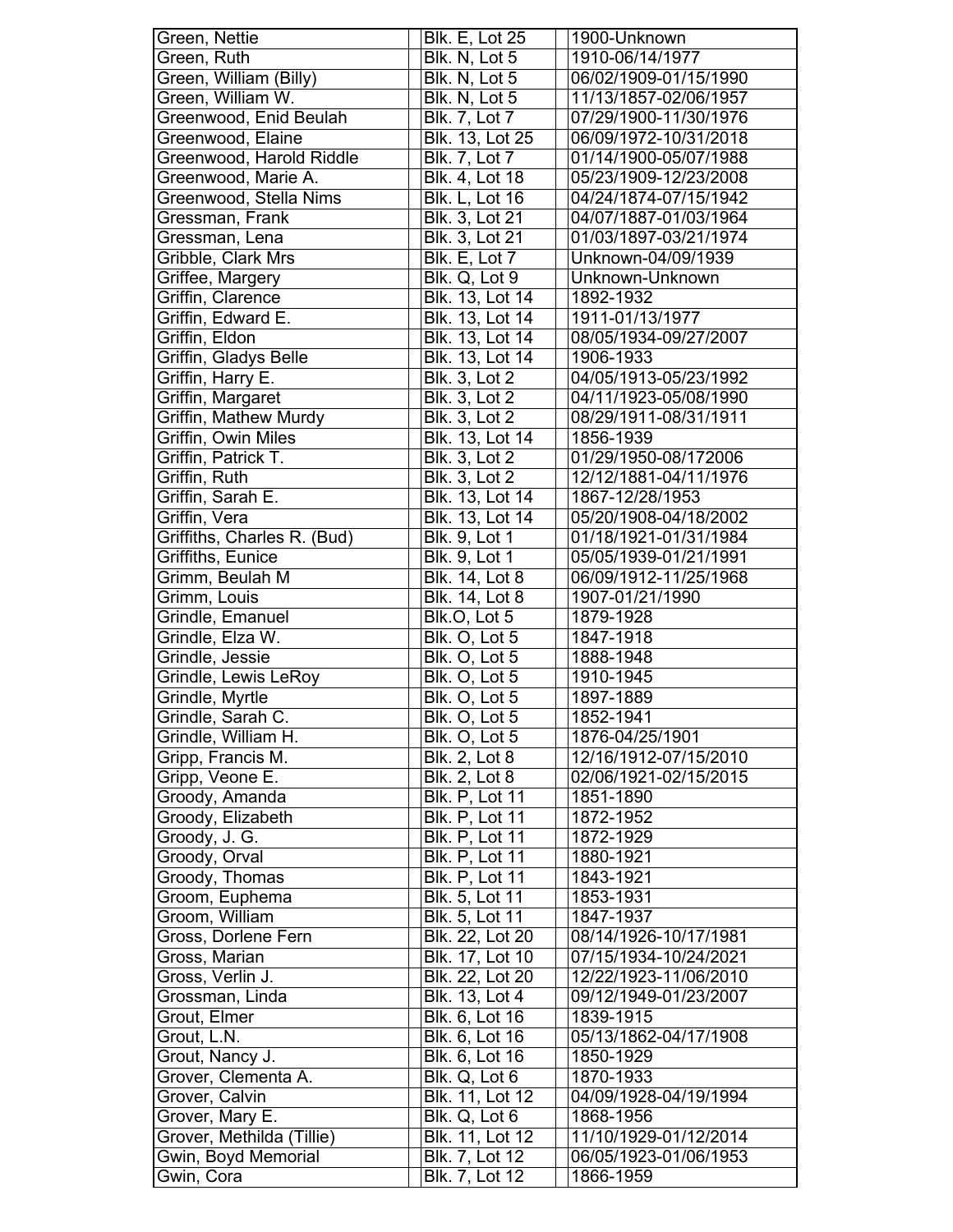| | | |
|---|---|---|
| Green, Nettie | Blk. E, Lot 25 | 1900-Unknown |
| Green, Ruth | Blk. N, Lot 5 | 1910-06/14/1977 |
| Green, William (Billy) | Blk. N, Lot 5 | 06/02/1909-01/15/1990 |
| Green, William W. | Blk. N, Lot 5 | 11/13/1857-02/06/1957 |
| Greenwood, Enid Beulah | Blk. 7, Lot 7 | 07/29/1900-11/30/1976 |
| Greenwood, Elaine | Blk. 13, Lot 25 | 06/09/1972-10/31/2018 |
| Greenwood, Harold Riddle | Blk. 7, Lot 7 | 01/14/1900-05/07/1988 |
| Greenwood, Marie A. | Blk. 4, Lot 18 | 05/23/1909-12/23/2008 |
| Greenwood, Stella Nims | Blk. L, Lot 16 | 04/24/1874-07/15/1942 |
| Gressman, Frank | Blk. 3, Lot 21 | 04/07/1887-01/03/1964 |
| Gressman, Lena | Blk. 3, Lot 21 | 01/03/1897-03/21/1974 |
| Gribble, Clark Mrs | Blk. E, Lot 7 | Unknown-04/09/1939 |
| Griffee, Margery | Blk. Q, Lot 9 | Unknown-Unknown |
| Griffin, Clarence | Blk. 13, Lot 14 | 1892-1932 |
| Griffin, Edward E. | Blk. 13, Lot 14 | 1911-01/13/1977 |
| Griffin, Eldon | Blk. 13, Lot 14 | 08/05/1934-09/27/2007 |
| Griffin, Gladys Belle | Blk. 13, Lot 14 | 1906-1933 |
| Griffin, Harry E. | Blk. 3, Lot 2 | 04/05/1913-05/23/1992 |
| Griffin, Margaret | Blk. 3, Lot 2 | 04/11/1923-05/08/1990 |
| Griffin, Mathew Murdy | Blk. 3, Lot 2 | 08/29/1911-08/31/1911 |
| Griffin, Owin Miles | Blk. 13, Lot 14 | 1856-1939 |
| Griffin, Patrick T. | Blk. 3, Lot 2 | 01/29/1950-08/172006 |
| Griffin, Ruth | Blk. 3, Lot 2 | 12/12/1881-04/11/1976 |
| Griffin, Sarah E. | Blk. 13, Lot 14 | 1867-12/28/1953 |
| Griffin, Vera | Blk. 13, Lot 14 | 05/20/1908-04/18/2002 |
| Griffiths, Charles R. (Bud) | Blk. 9, Lot 1 | 01/18/1921-01/31/1984 |
| Griffiths, Eunice | Blk. 9, Lot 1 | 05/05/1939-01/21/1991 |
| Grimm, Beulah M | Blk. 14, Lot 8 | 06/09/1912-11/25/1968 |
| Grimm, Louis | Blk. 14, Lot 8 | 1907-01/21/1990 |
| Grindle, Emanuel | Blk.O, Lot 5 | 1879-1928 |
| Grindle, Elza W. | Blk. O, Lot 5 | 1847-1918 |
| Grindle, Jessie | Blk. O, Lot 5 | 1888-1948 |
| Grindle, Lewis LeRoy | Blk. O, Lot 5 | 1910-1945 |
| Grindle, Myrtle | Blk. O, Lot 5 | 1897-1889 |
| Grindle, Sarah C. | Blk. O, Lot 5 | 1852-1941 |
| Grindle, William H. | Blk. O, Lot 5 | 1876-04/25/1901 |
| Gripp, Francis M. | Blk. 2, Lot 8 | 12/16/1912-07/15/2010 |
| Gripp, Veone E. | Blk. 2, Lot 8 | 02/06/1921-02/15/2015 |
| Groody, Amanda | Blk. P, Lot 11 | 1851-1890 |
| Groody, Elizabeth | Blk. P, Lot 11 | 1872-1952 |
| Groody, J. G. | Blk. P, Lot 11 | 1872-1929 |
| Groody, Orval | Blk. P, Lot 11 | 1880-1921 |
| Groody, Thomas | Blk. P, Lot 11 | 1843-1921 |
| Groom, Euphema | Blk. 5, Lot 11 | 1853-1931 |
| Groom, William | Blk. 5, Lot 11 | 1847-1937 |
| Gross, Dorlene Fern | Blk. 22, Lot 20 | 08/14/1926-10/17/1981 |
| Gross, Marian | Blk. 17, Lot 10 | 07/15/1934-10/24/2021 |
| Gross, Verlin J. | Blk. 22, Lot 20 | 12/22/1923-11/06/2010 |
| Grossman, Linda | Blk. 13, Lot 4 | 09/12/1949-01/23/2007 |
| Grout, Elmer | Blk. 6, Lot 16 | 1839-1915 |
| Grout, L.N. | Blk. 6, Lot 16 | 05/13/1862-04/17/1908 |
| Grout, Nancy J. | Blk. 6, Lot 16 | 1850-1929 |
| Grover, Clementa A. | Blk. Q, Lot 6 | 1870-1933 |
| Grover, Calvin | Blk. 11, Lot 12 | 04/09/1928-04/19/1994 |
| Grover, Mary E. | Blk. Q, Lot 6 | 1868-1956 |
| Grover, Methilda (Tillie) | Blk. 11, Lot 12 | 11/10/1929-01/12/2014 |
| Gwin, Boyd Memorial | Blk. 7, Lot 12 | 06/05/1923-01/06/1953 |
| Gwin, Cora | Blk. 7, Lot 12 | 1866-1959 |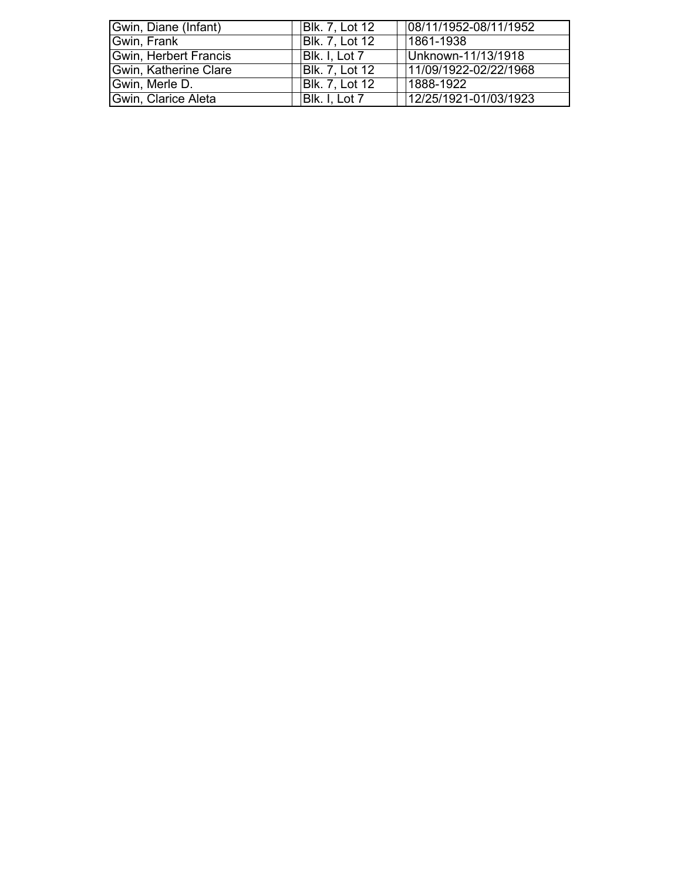| | | | | |
|---|---|---|---|---|
| Gwin, Diane (Infant) | | Blk. 7, Lot 12 | | 08/11/1952-08/11/1952 |
| Gwin, Frank | | Blk. 7, Lot 12 | | 1861-1938 |
| Gwin, Herbert Francis | | Blk. I, Lot 7 | | Unknown-11/13/1918 |
| Gwin, Katherine Clare | | Blk. 7, Lot 12 | | 11/09/1922-02/22/1968 |
| Gwin, Merle D. | | Blk. 7, Lot 12 | | 1888-1922 |
| Gwin, Clarice Aleta | | Blk. I, Lot 7 | | 12/25/1921-01/03/1923 |